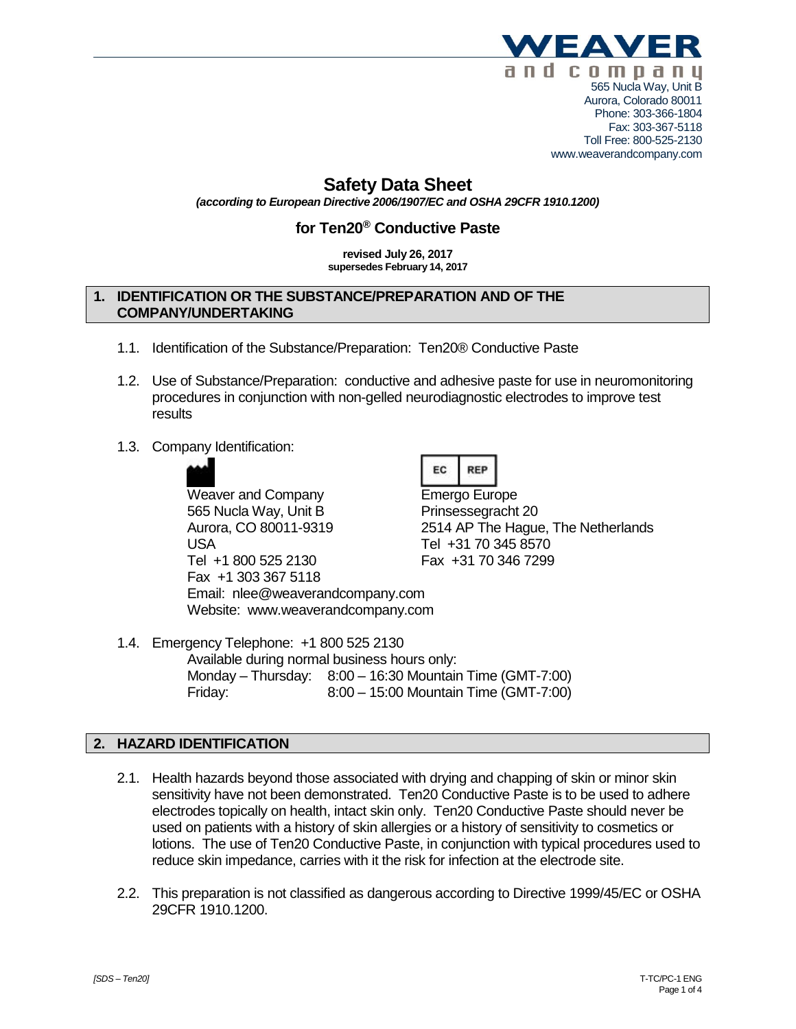WEAVER and company
565 Nucla Way, Unit B
Aurora, Colorado 80011
Phone: 303-366-1804
Fax: 303-367-5118
Toll Free: 800-525-2130
www.weaverandcompany.com

# Safety Data Sheet

*(according to European Directive 2006/1907/EC and OSHA 29CFR 1910.1200)*

## for Ten20® Conductive Paste

**revised July 26, 2017**
**supersedes February 14, 2017**

## 1. IDENTIFICATION OR THE SUBSTANCE/PREPARATION AND OF THE COMPANY/UNDERTAKING

1.1. Identification of the Substance/Preparation: Ten20® Conductive Paste

1.2. Use of Substance/Preparation: conductive and adhesive paste for use in neuromonitoring procedures in conjunction with non-gelled neurodiagnostic electrodes to improve test results

1.3. Company Identification:

Weaver and Company
565 Nucla Way, Unit B
Aurora, CO 80011-9319
USA
Tel +1 800 525 2130
Fax +1 303 367 5118
Email: nlee@weaverandcompany.com
Website: www.weaverandcompany.com

EC REP
Emergo Europe
Prinsessegracht 20
2514 AP The Hague, The Netherlands
Tel +31 70 345 8570
Fax +31 70 346 7299

1.4. Emergency Telephone: +1 800 525 2130
Available during normal business hours only:
Monday – Thursday: 8:00 – 16:30 Mountain Time (GMT-7:00)
Friday: 8:00 – 15:00 Mountain Time (GMT-7:00)

## 2. HAZARD IDENTIFICATION

2.1. Health hazards beyond those associated with drying and chapping of skin or minor skin sensitivity have not been demonstrated. Ten20 Conductive Paste is to be used to adhere electrodes topically on health, intact skin only. Ten20 Conductive Paste should never be used on patients with a history of skin allergies or a history of sensitivity to cosmetics or lotions. The use of Ten20 Conductive Paste, in conjunction with typical procedures used to reduce skin impedance, carries with it the risk for infection at the electrode site.

2.2. This preparation is not classified as dangerous according to Directive 1999/45/EC or OSHA 29CFR 1910.1200.

*[SDS – Ten20]* T-TC/PC-1 ENG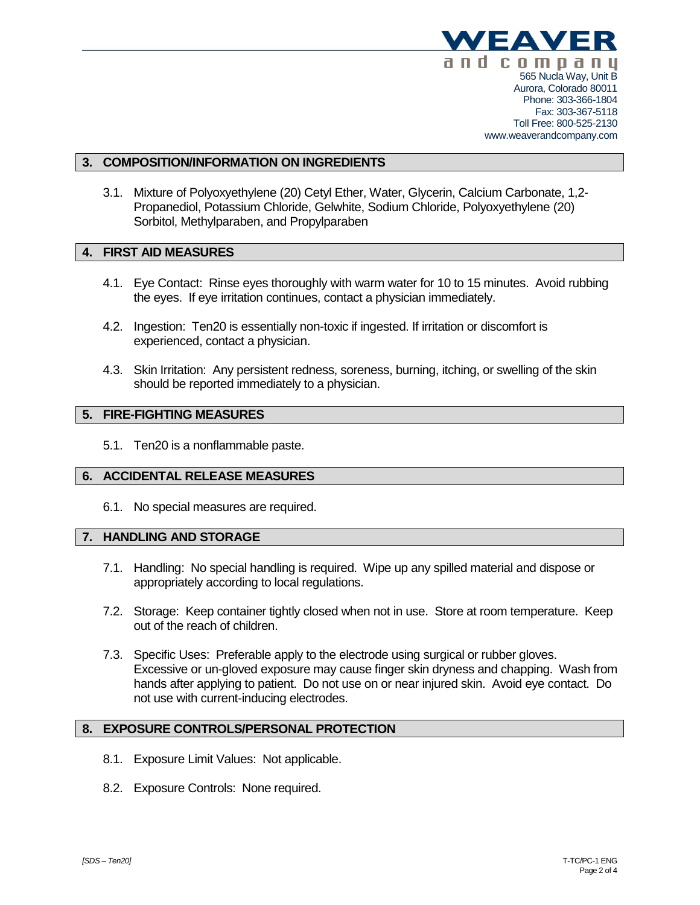## 3. COMPOSITION/INFORMATION ON INGREDIENTS

3.1. Mixture of Polyoxyethylene (20) Cetyl Ether, Water, Glycerin, Calcium Carbonate, 1,2-Propanediol, Potassium Chloride, Gelwhite, Sodium Chloride, Polyoxyethylene (20) Sorbitol, Methylparaben, and Propylparaben

## 4. FIRST AID MEASURES

4.1. Eye Contact: Rinse eyes thoroughly with warm water for 10 to 15 minutes. Avoid rubbing the eyes. If eye irritation continues, contact a physician immediately.

4.2. Ingestion: Ten20 is essentially non-toxic if ingested. If irritation or discomfort is experienced, contact a physician.

4.3. Skin Irritation: Any persistent redness, soreness, burning, itching, or swelling of the skin should be reported immediately to a physician.

## 5. FIRE-FIGHTING MEASURES

5.1. Ten20 is a nonflammable paste.

## 6. ACCIDENTAL RELEASE MEASURES

6.1. No special measures are required.

## 7. HANDLING AND STORAGE

7.1. Handling: No special handling is required. Wipe up any spilled material and dispose or appropriately according to local regulations.

7.2. Storage: Keep container tightly closed when not in use. Store at room temperature. Keep out of the reach of children.

7.3. Specific Uses: Preferable apply to the electrode using surgical or rubber gloves. Excessive or un-gloved exposure may cause finger skin dryness and chapping. Wash from hands after applying to patient. Do not use on or near injured skin. Avoid eye contact. Do not use with current-inducing electrodes.

## 8. EXPOSURE CONTROLS/PERSONAL PROTECTION

8.1. Exposure Limit Values: Not applicable.

8.2. Exposure Controls: None required.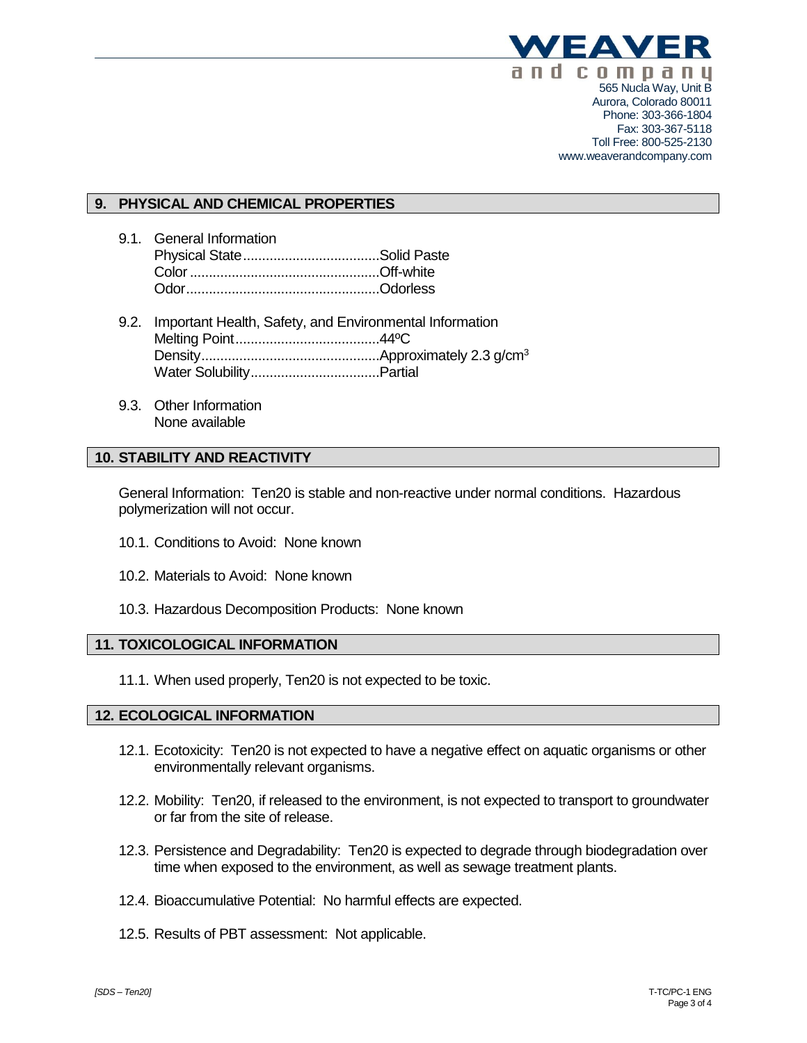## 9. PHYSICAL AND CHEMICAL PROPERTIES

9.1. General Information
Physical State....................................Solid Paste
Color..................................................Off-white
Odor...................................................Odorless

9.2. Important Health, Safety, and Environmental Information
Melting Point......................................44ºC
Density...............................................Approximately 2.3 g/cm$^3$
Water Solubility..................................Partial

9.3. Other Information
None available

## 10. STABILITY AND REACTIVITY

General Information: Ten20 is stable and non-reactive under normal conditions. Hazardous polymerization will not occur.

10.1. Conditions to Avoid: None known

10.2. Materials to Avoid: None known

10.3. Hazardous Decomposition Products: None known

## 11. TOXICOLOGICAL INFORMATION

11.1. When used properly, Ten20 is not expected to be toxic.

## 12. ECOLOGICAL INFORMATION

12.1. Ecotoxicity: Ten20 is not expected to have a negative effect on aquatic organisms or other environmentally relevant organisms.

12.2. Mobility: Ten20, if released to the environment, is not expected to transport to groundwater or far from the site of release.

12.3. Persistence and Degradability: Ten20 is expected to degrade through biodegradation over time when exposed to the environment, as well as sewage treatment plants.

12.4. Bioaccumulative Potential: No harmful effects are expected.

12.5. Results of PBT assessment: Not applicable.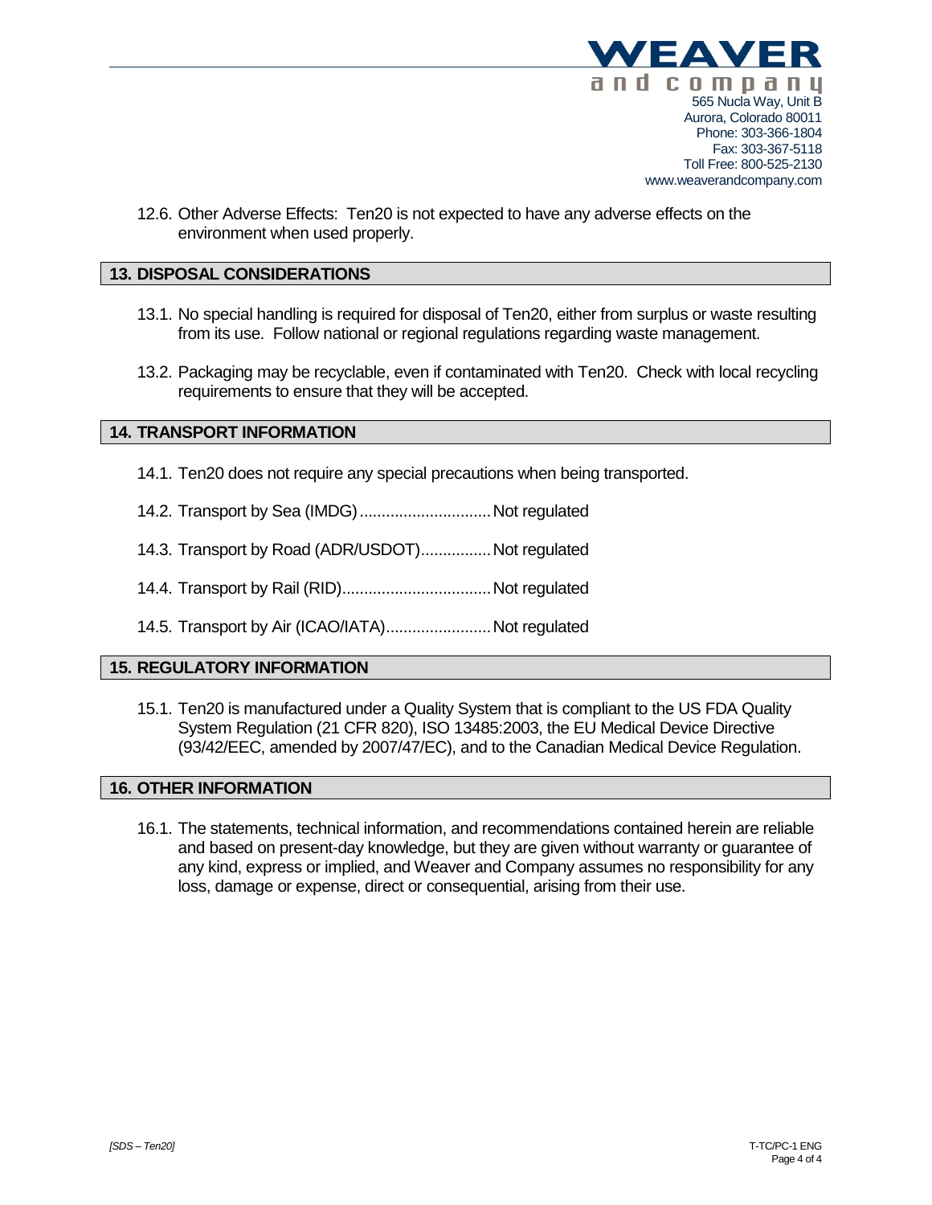12.6. Other Adverse Effects: Ten20 is not expected to have any adverse effects on the environment when used properly.

## 13. DISPOSAL CONSIDERATIONS

13.1. No special handling is required for disposal of Ten20, either from surplus or waste resulting from its use. Follow national or regional regulations regarding waste management.

13.2. Packaging may be recyclable, even if contaminated with Ten20. Check with local recycling requirements to ensure that they will be accepted.

## 14. TRANSPORT INFORMATION

14.1. Ten20 does not require any special precautions when being transported.

14.2. Transport by Sea (IMDG) .............................. Not regulated

14.3. Transport by Road (ADR/USDOT)................ Not regulated

14.4. Transport by Rail (RID).................................. Not regulated

14.5. Transport by Air (ICAO/IATA)........................ Not regulated

## 15. REGULATORY INFORMATION

15.1. Ten20 is manufactured under a Quality System that is compliant to the US FDA Quality System Regulation (21 CFR 820), ISO 13485:2003, the EU Medical Device Directive (93/42/EEC, amended by 2007/47/EC), and to the Canadian Medical Device Regulation.

## 16. OTHER INFORMATION

16.1. The statements, technical information, and recommendations contained herein are reliable and based on present-day knowledge, but they are given without warranty or guarantee of any kind, express or implied, and Weaver and Company assumes no responsibility for any loss, damage or expense, direct or consequential, arising from their use.